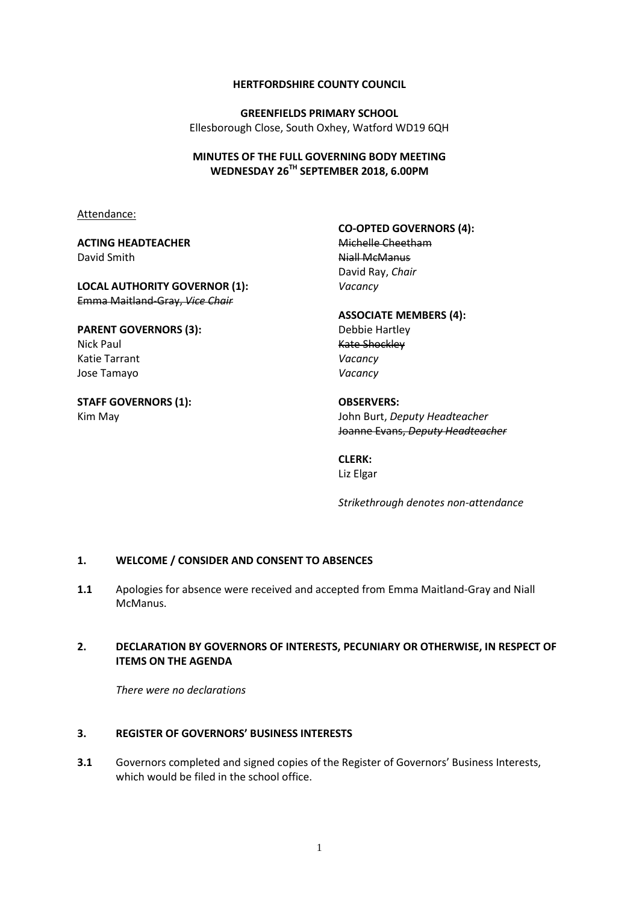**HERTFORDSHIRE COUNTY COUNCIL**

**GREENFIELDS PRIMARY SCHOOL**
Ellesborough Close, South Oxhey, Watford WD19 6QH

**MINUTES OF THE FULL GOVERNING BODY MEETING**
**WEDNESDAY 26TH SEPTEMBER 2018, 6.00PM**

Attendance:

**ACTING HEADTEACHER**
David Smith

**LOCAL AUTHORITY GOVERNOR (1):**
~~Emma Maitland-Gray, *Vice Chair*~~

**PARENT GOVERNORS (3):**
Nick Paul
Katie Tarrant
Jose Tamayo

**STAFF GOVERNORS (1):**
Kim May

**CO-OPTED GOVERNORS (4):**
~~Michelle Cheetham~~
~~Niall McManus~~
David Ray, *Chair*
*Vacancy*

**ASSOCIATE MEMBERS (4):**
Debbie Hartley
~~Kate Shockley~~
*Vacancy*
*Vacancy*

**OBSERVERS:**
John Burt, *Deputy Headteacher*
~~Joanne Evans, *Deputy Headteacher*~~

**CLERK:**
Liz Elgar

*Strikethrough denotes non-attendance*

## 1. WELCOME / CONSIDER AND CONSENT TO ABSENCES

**1.1** Apologies for absence were received and accepted from Emma Maitland-Gray and Niall McManus.

## 2. DECLARATION BY GOVERNORS OF INTERESTS, PECUNIARY OR OTHERWISE, IN RESPECT OF ITEMS ON THE AGENDA

*There were no declarations*

## 3. REGISTER OF GOVERNORS' BUSINESS INTERESTS

**3.1** Governors completed and signed copies of the Register of Governors' Business Interests, which would be filed in the school office.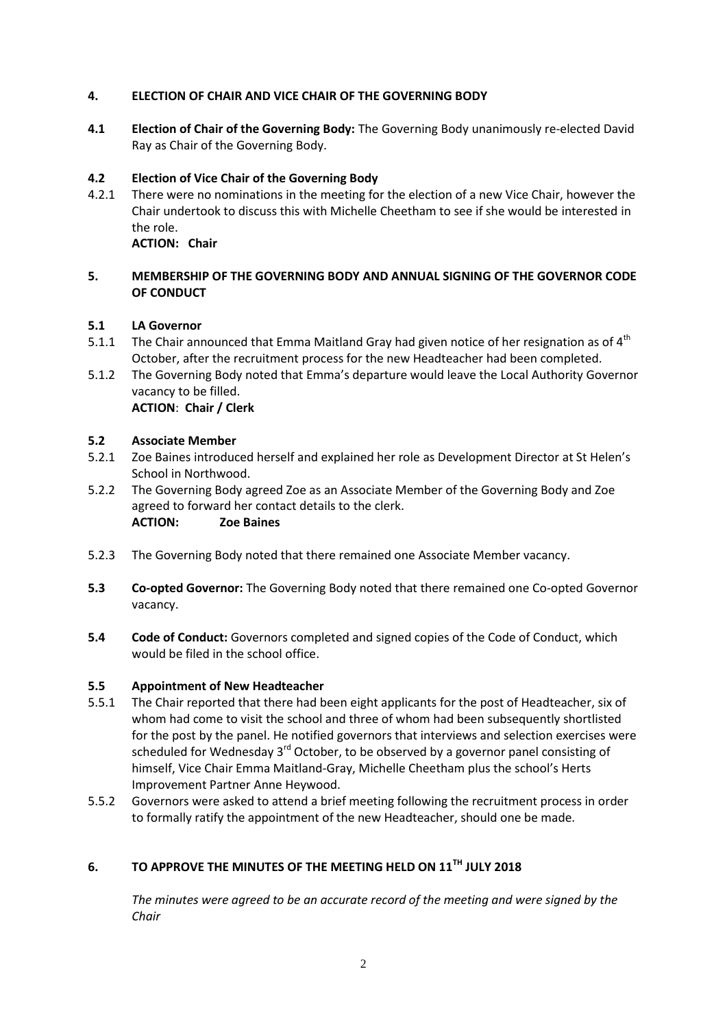## 4. ELECTION OF CHAIR AND VICE CHAIR OF THE GOVERNING BODY

**4.1 Election of Chair of the Governing Body:** The Governing Body unanimously re-elected David Ray as Chair of the Governing Body.

### 4.2 Election of Vice Chair of the Governing Body

4.2.1 There were no nominations in the meeting for the election of a new Vice Chair, however the Chair undertook to discuss this with Michelle Cheetham to see if she would be interested in the role.

**ACTION: Chair**

## 5. MEMBERSHIP OF THE GOVERNING BODY AND ANNUAL SIGNING OF THE GOVERNOR CODE OF CONDUCT

### 5.1 LA Governor

5.1.1 The Chair announced that Emma Maitland Gray had given notice of her resignation as of 4th October, after the recruitment process for the new Headteacher had been completed.

5.1.2 The Governing Body noted that Emma's departure would leave the Local Authority Governor vacancy to be filled.

**ACTION**: **Chair / Clerk**

### 5.2 Associate Member

5.2.1 Zoe Baines introduced herself and explained her role as Development Director at St Helen's School in Northwood.

5.2.2 The Governing Body agreed Zoe as an Associate Member of the Governing Body and Zoe agreed to forward her contact details to the clerk.

**ACTION: Zoe Baines**

5.2.3 The Governing Body noted that there remained one Associate Member vacancy.

**5.3 Co-opted Governor:** The Governing Body noted that there remained one Co-opted Governor vacancy.

**5.4 Code of Conduct:** Governors completed and signed copies of the Code of Conduct, which would be filed in the school office.

### 5.5 Appointment of New Headteacher

5.5.1 The Chair reported that there had been eight applicants for the post of Headteacher, six of whom had come to visit the school and three of whom had been subsequently shortlisted for the post by the panel. He notified governors that interviews and selection exercises were scheduled for Wednesday 3rd October, to be observed by a governor panel consisting of himself, Vice Chair Emma Maitland-Gray, Michelle Cheetham plus the school's Herts Improvement Partner Anne Heywood.

5.5.2 Governors were asked to attend a brief meeting following the recruitment process in order to formally ratify the appointment of the new Headteacher, should one be made.

## 6. TO APPROVE THE MINUTES OF THE MEETING HELD ON 11TH JULY 2018

*The minutes were agreed to be an accurate record of the meeting and were signed by the Chair*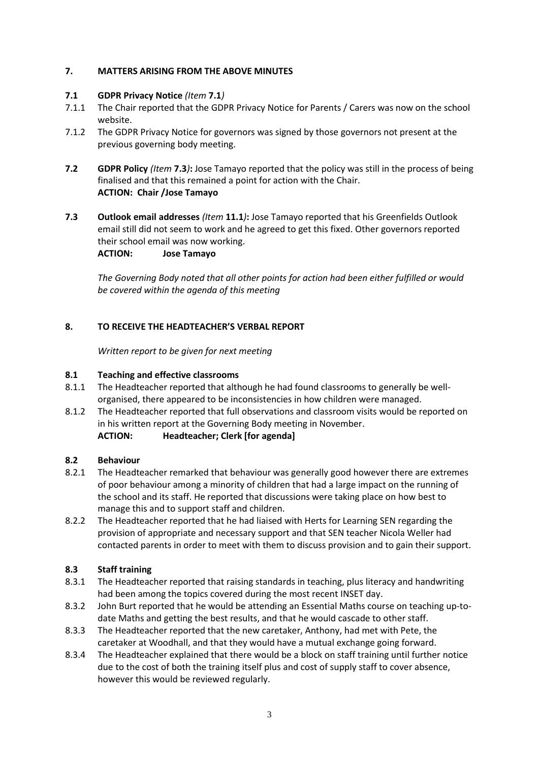## 7. MATTERS ARISING FROM THE ABOVE MINUTES

**7.1 GDPR Privacy Notice** *(Item* **7.1***)*

7.1.1 The Chair reported that the GDPR Privacy Notice for Parents / Carers was now on the school website.

7.1.2 The GDPR Privacy Notice for governors was signed by those governors not present at the previous governing body meeting.

**7.2 GDPR Policy** *(Item* **7.3***)***:** Jose Tamayo reported that the policy was still in the process of being finalised and that this remained a point for action with the Chair.
**ACTION: Chair /Jose Tamayo**

**7.3 Outlook email addresses** *(Item* **11.1***)***:** Jose Tamayo reported that his Greenfields Outlook email still did not seem to work and he agreed to get this fixed. Other governors reported their school email was now working.
**ACTION: Jose Tamayo**

*The Governing Body noted that all other points for action had been either fulfilled or would be covered within the agenda of this meeting*

## 8. TO RECEIVE THE HEADTEACHER'S VERBAL REPORT

*Written report to be given for next meeting*

**8.1 Teaching and effective classrooms**

8.1.1 The Headteacher reported that although he had found classrooms to generally be well-organised, there appeared to be inconsistencies in how children were managed.

8.1.2 The Headteacher reported that full observations and classroom visits would be reported on in his written report at the Governing Body meeting in November.
**ACTION: Headteacher; Clerk [for agenda]**

**8.2 Behaviour**

8.2.1 The Headteacher remarked that behaviour was generally good however there are extremes of poor behaviour among a minority of children that had a large impact on the running of the school and its staff. He reported that discussions were taking place on how best to manage this and to support staff and children.

8.2.2 The Headteacher reported that he had liaised with Herts for Learning SEN regarding the provision of appropriate and necessary support and that SEN teacher Nicola Weller had contacted parents in order to meet with them to discuss provision and to gain their support.

**8.3 Staff training**

8.3.1 The Headteacher reported that raising standards in teaching, plus literacy and handwriting had been among the topics covered during the most recent INSET day.

8.3.2 John Burt reported that he would be attending an Essential Maths course on teaching up-to-date Maths and getting the best results, and that he would cascade to other staff.

8.3.3 The Headteacher reported that the new caretaker, Anthony, had met with Pete, the caretaker at Woodhall, and that they would have a mutual exchange going forward.

8.3.4 The Headteacher explained that there would be a block on staff training until further notice due to the cost of both the training itself plus and cost of supply staff to cover absence, however this would be reviewed regularly.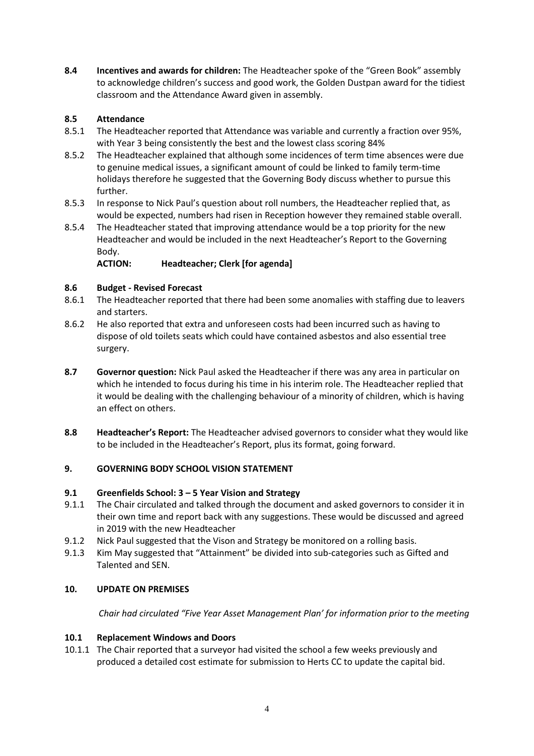**8.4 Incentives and awards for children:** The Headteacher spoke of the "Green Book" assembly to acknowledge children's success and good work, the Golden Dustpan award for the tidiest classroom and the Attendance Award given in assembly.

**8.5 Attendance**

8.5.1 The Headteacher reported that Attendance was variable and currently a fraction over 95%, with Year 3 being consistently the best and the lowest class scoring 84%

8.5.2 The Headteacher explained that although some incidences of term time absences were due to genuine medical issues, a significant amount of could be linked to family term-time holidays therefore he suggested that the Governing Body discuss whether to pursue this further.

8.5.3 In response to Nick Paul's question about roll numbers, the Headteacher replied that, as would be expected, numbers had risen in Reception however they remained stable overall.

8.5.4 The Headteacher stated that improving attendance would be a top priority for the new Headteacher and would be included in the next Headteacher's Report to the Governing Body.

**ACTION: Headteacher; Clerk [for agenda]**

**8.6 Budget - Revised Forecast**

8.6.1 The Headteacher reported that there had been some anomalies with staffing due to leavers and starters.

8.6.2 He also reported that extra and unforeseen costs had been incurred such as having to dispose of old toilets seats which could have contained asbestos and also essential tree surgery.

**8.7 Governor question:** Nick Paul asked the Headteacher if there was any area in particular on which he intended to focus during his time in his interim role. The Headteacher replied that it would be dealing with the challenging behaviour of a minority of children, which is having an effect on others.

**8.8 Headteacher's Report:** The Headteacher advised governors to consider what they would like to be included in the Headteacher's Report, plus its format, going forward.

## 9. GOVERNING BODY SCHOOL VISION STATEMENT

**9.1 Greenfields School: 3 – 5 Year Vision and Strategy**

9.1.1 The Chair circulated and talked through the document and asked governors to consider it in their own time and report back with any suggestions. These would be discussed and agreed in 2019 with the new Headteacher

9.1.2 Nick Paul suggested that the Vison and Strategy be monitored on a rolling basis.

9.1.3 Kim May suggested that "Attainment" be divided into sub-categories such as Gifted and Talented and SEN.

## 10. UPDATE ON PREMISES

*Chair had circulated "Five Year Asset Management Plan' for information prior to the meeting*

**10.1 Replacement Windows and Doors**

10.1.1 The Chair reported that a surveyor had visited the school a few weeks previously and produced a detailed cost estimate for submission to Herts CC to update the capital bid.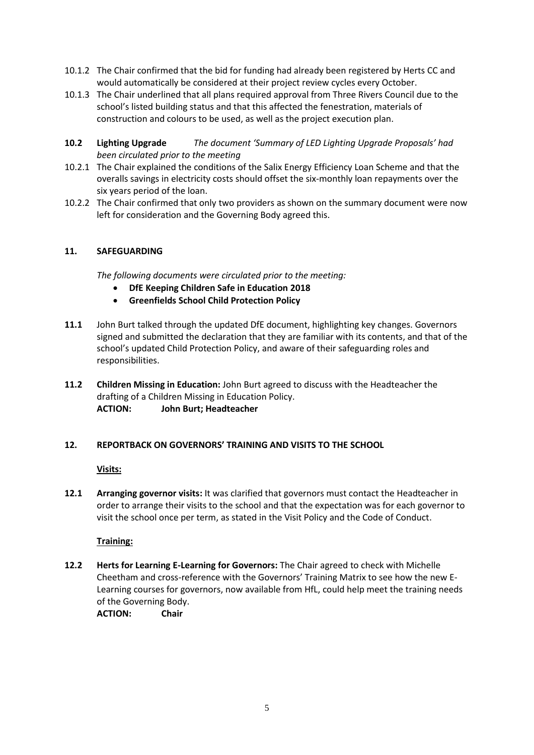10.1.2 The Chair confirmed that the bid for funding had already been registered by Herts CC and would automatically be considered at their project review cycles every October.

10.1.3 The Chair underlined that all plans required approval from Three Rivers Council due to the school's listed building status and that this affected the fenestration, materials of construction and colours to be used, as well as the project execution plan.

**10.2 Lighting Upgrade** *The document 'Summary of LED Lighting Upgrade Proposals' had been circulated prior to the meeting*

10.2.1 The Chair explained the conditions of the Salix Energy Efficiency Loan Scheme and that the overalls savings in electricity costs should offset the six-monthly loan repayments over the six years period of the loan.

10.2.2 The Chair confirmed that only two providers as shown on the summary document were now left for consideration and the Governing Body agreed this.

## 11. SAFEGUARDING

*The following documents were circulated prior to the meeting:*

- **DfE Keeping Children Safe in Education 2018**
- **Greenfields School Child Protection Policy**

**11.1** John Burt talked through the updated DfE document, highlighting key changes. Governors signed and submitted the declaration that they are familiar with its contents, and that of the school's updated Child Protection Policy, and aware of their safeguarding roles and responsibilities.

**11.2 Children Missing in Education:** John Burt agreed to discuss with the Headteacher the drafting of a Children Missing in Education Policy.
**ACTION: John Burt; Headteacher**

## 12. REPORTBACK ON GOVERNORS' TRAINING AND VISITS TO THE SCHOOL

**Visits:**

**12.1 Arranging governor visits:** It was clarified that governors must contact the Headteacher in order to arrange their visits to the school and that the expectation was for each governor to visit the school once per term, as stated in the Visit Policy and the Code of Conduct.

**Training:**

**12.2 Herts for Learning E-Learning for Governors:** The Chair agreed to check with Michelle Cheetham and cross-reference with the Governors' Training Matrix to see how the new E-Learning courses for governors, now available from HfL, could help meet the training needs of the Governing Body.
**ACTION: Chair**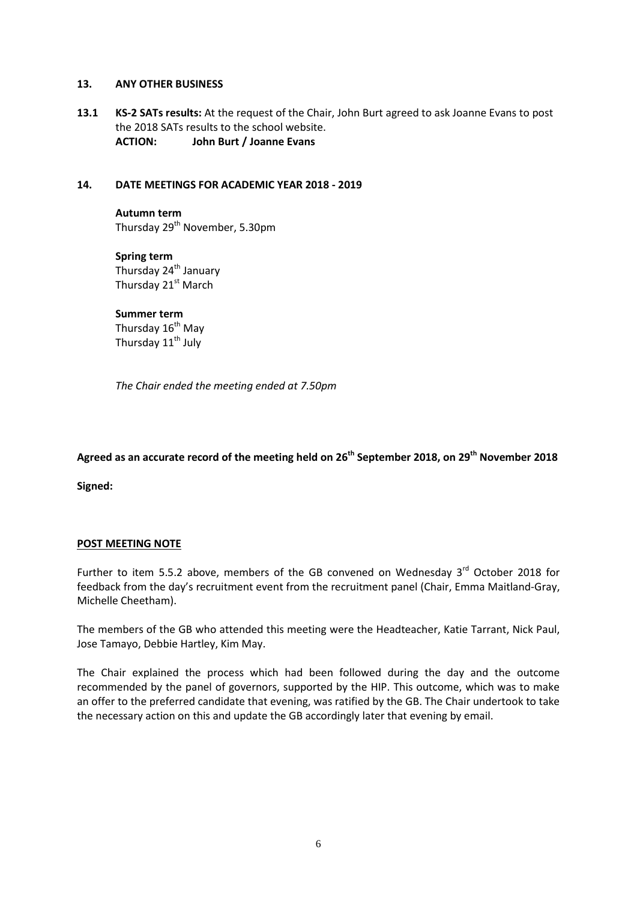## 13. ANY OTHER BUSINESS

**13.1 KS-2 SATs results:** At the request of the Chair, John Burt agreed to ask Joanne Evans to post the 2018 SATs results to the school website.
**ACTION: John Burt / Joanne Evans**

## 14. DATE MEETINGS FOR ACADEMIC YEAR 2018 - 2019

**Autumn term**
Thursday 29th November, 5.30pm

**Spring term**
Thursday 24th January
Thursday 21st March

**Summer term**
Thursday 16th May
Thursday 11th July

*The Chair ended the meeting ended at 7.50pm*

**Agreed as an accurate record of the meeting held on 26th September 2018, on 29th November 2018**

**Signed:**

**POST MEETING NOTE**

Further to item 5.5.2 above, members of the GB convened on Wednesday 3rd October 2018 for feedback from the day's recruitment event from the recruitment panel (Chair, Emma Maitland-Gray, Michelle Cheetham).

The members of the GB who attended this meeting were the Headteacher, Katie Tarrant, Nick Paul, Jose Tamayo, Debbie Hartley, Kim May.

The Chair explained the process which had been followed during the day and the outcome recommended by the panel of governors, supported by the HIP. This outcome, which was to make an offer to the preferred candidate that evening, was ratified by the GB. The Chair undertook to take the necessary action on this and update the GB accordingly later that evening by email.